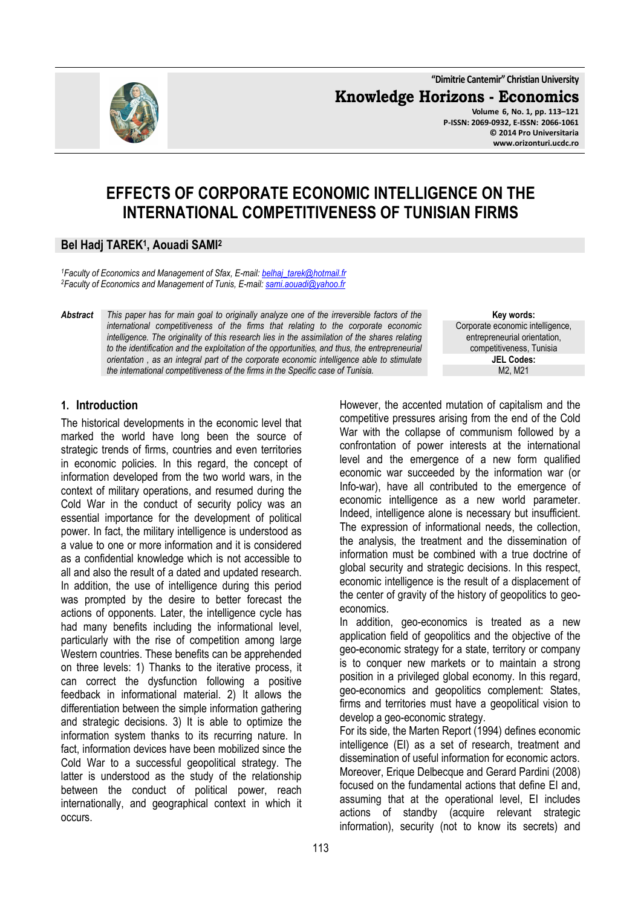# EFFECTS OF CORPORATE ECONOMIC INTELLIGENCE ON THE INTERNATIONAL COMPETITIVENESS OF TUNISIAN FIRMS

**Bel Hadj TAREK[1], Aouadi SAMI[2]**

*[1]Faculty of Economics and Management of Sfax, E-mail: belhaj_tarek@hotmail.fr*
*[2]Faculty of Economics and Management of Tunis, E-mail: sami.aouadi@yahoo.fr*

**Abstract** *This paper has for main goal to originally analyze one of the irreversible factors of the international competitiveness of the firms that relating to the corporate economic intelligence. The originality of this research lies in the assimilation of the shares relating to the identification and the exploitation of the opportunities, and thus, the entrepreneurial orientation , as an integral part of the corporate economic intelligence able to stimulate the international competitiveness of the firms in the Specific case of Tunisia.*

**Key words:** Corporate economic intelligence, entrepreneurial orientation, competitiveness, Tunisia

**JEL Codes:** M2, M21

## 1. Introduction

The historical developments in the economic level that marked the world have long been the source of strategic trends of firms, countries and even territories in economic policies. In this regard, the concept of information developed from the two world wars, in the context of military operations, and resumed during the Cold War in the conduct of security policy was an essential importance for the development of political power. In fact, the military intelligence is understood as a value to one or more information and it is considered as a confidential knowledge which is not accessible to all and also the result of a dated and updated research. In addition, the use of intelligence during this period was prompted by the desire to better forecast the actions of opponents. Later, the intelligence cycle has had many benefits including the informational level, particularly with the rise of competition among large Western countries. These benefits can be apprehended on three levels: 1) Thanks to the iterative process, it can correct the dysfunction following a positive feedback in informational material. 2) It allows the differentiation between the simple information gathering and strategic decisions. 3) It is able to optimize the information system thanks to its recurring nature. In fact, information devices have been mobilized since the Cold War to a successful geopolitical strategy. The latter is understood as the study of the relationship between the conduct of political power, reach internationally, and geographical context in which it occurs.

However, the accented mutation of capitalism and the competitive pressures arising from the end of the Cold War with the collapse of communism followed by a confrontation of power interests at the international level and the emergence of a new form qualified economic war succeeded by the information war (or Info-war), have all contributed to the emergence of economic intelligence as a new world parameter. Indeed, intelligence alone is necessary but insufficient. The expression of informational needs, the collection, the analysis, the treatment and the dissemination of information must be combined with a true doctrine of global security and strategic decisions. In this respect, economic intelligence is the result of a displacement of the center of gravity of the history of geopolitics to geo-economics.

In addition, geo-economics is treated as a new application field of geopolitics and the objective of the geo-economic strategy for a state, territory or company is to conquer new markets or to maintain a strong position in a privileged global economy. In this regard, geo-economics and geopolitics complement: States, firms and territories must have a geopolitical vision to develop a geo-economic strategy.

For its side, the Marten Report (1994) defines economic intelligence (EI) as a set of research, treatment and dissemination of useful information for economic actors. Moreover, Erique Delbecque and Gerard Pardini (2008) focused on the fundamental actions that define EI and, assuming that at the operational level, EI includes actions of standby (acquire relevant strategic information), security (not to know its secrets) and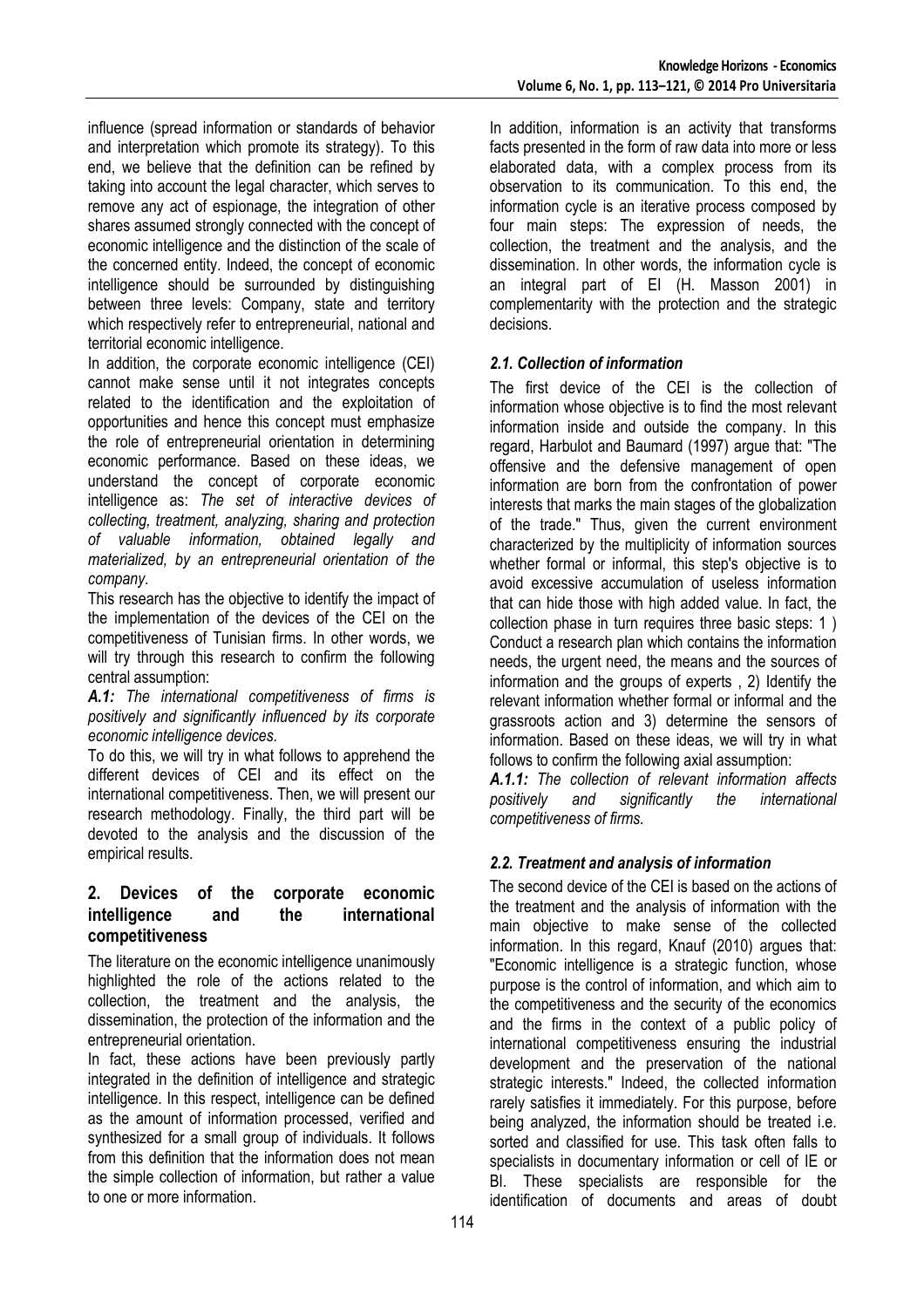influence (spread information or standards of behavior and interpretation which promote its strategy). To this end, we believe that the definition can be refined by taking into account the legal character, which serves to remove any act of espionage, the integration of other shares assumed strongly connected with the concept of economic intelligence and the distinction of the scale of the concerned entity. Indeed, the concept of economic intelligence should be surrounded by distinguishing between three levels: Company, state and territory which respectively refer to entrepreneurial, national and territorial economic intelligence.

In addition, the corporate economic intelligence (CEI) cannot make sense until it not integrates concepts related to the identification and the exploitation of opportunities and hence this concept must emphasize the role of entrepreneurial orientation in determining economic performance. Based on these ideas, we understand the concept of corporate economic intelligence as: *The set of interactive devices of collecting, treatment, analyzing, sharing and protection of valuable information, obtained legally and materialized, by an entrepreneurial orientation of the company.*

This research has the objective to identify the impact of the implementation of the devices of the CEI on the competitiveness of Tunisian firms. In other words, we will try through this research to confirm the following central assumption:

***A.1:*** *The international competitiveness of firms is positively and significantly influenced by its corporate economic intelligence devices.*

To do this, we will try in what follows to apprehend the different devices of CEI and its effect on the international competitiveness. Then, we will present our research methodology. Finally, the third part will be devoted to the analysis and the discussion of the empirical results.

## 2. Devices of the corporate economic intelligence and the international competitiveness

The literature on the economic intelligence unanimously highlighted the role of the actions related to the collection, the treatment and the analysis, the dissemination, the protection of the information and the entrepreneurial orientation.

In fact, these actions have been previously partly integrated in the definition of intelligence and strategic intelligence. In this respect, intelligence can be defined as the amount of information processed, verified and synthesized for a small group of individuals. It follows from this definition that the information does not mean the simple collection of information, but rather a value to one or more information.

In addition, information is an activity that transforms facts presented in the form of raw data into more or less elaborated data, with a complex process from its observation to its communication. To this end, the information cycle is an iterative process composed by four main steps: The expression of needs, the collection, the treatment and the analysis, and the dissemination. In other words, the information cycle is an integral part of EI (H. Masson 2001) in complementarity with the protection and the strategic decisions.

### *2.1. Collection of information*

The first device of the CEI is the collection of information whose objective is to find the most relevant information inside and outside the company. In this regard, Harbulot and Baumard (1997) argue that: "The offensive and the defensive management of open information are born from the confrontation of power interests that marks the main stages of the globalization of the trade." Thus, given the current environment characterized by the multiplicity of information sources whether formal or informal, this step's objective is to avoid excessive accumulation of useless information that can hide those with high added value. In fact, the collection phase in turn requires three basic steps: 1 ) Conduct a research plan which contains the information needs, the urgent need, the means and the sources of information and the groups of experts , 2) Identify the relevant information whether formal or informal and the grassroots action and 3) determine the sensors of information. Based on these ideas, we will try in what follows to confirm the following axial assumption:

***A.1.1:*** *The collection of relevant information affects positively and significantly the international competitiveness of firms.*

### *2.2. Treatment and analysis of information*

The second device of the CEI is based on the actions of the treatment and the analysis of information with the main objective to make sense of the collected information. In this regard, Knauf (2010) argues that: "Economic intelligence is a strategic function, whose purpose is the control of information, and which aim to the competitiveness and the security of the economics and the firms in the context of a public policy of international competitiveness ensuring the industrial development and the preservation of the national strategic interests." Indeed, the collected information rarely satisfies it immediately. For this purpose, before being analyzed, the information should be treated i.e. sorted and classified for use. This task often falls to specialists in documentary information or cell of IE or BI. These specialists are responsible for the identification of documents and areas of doubt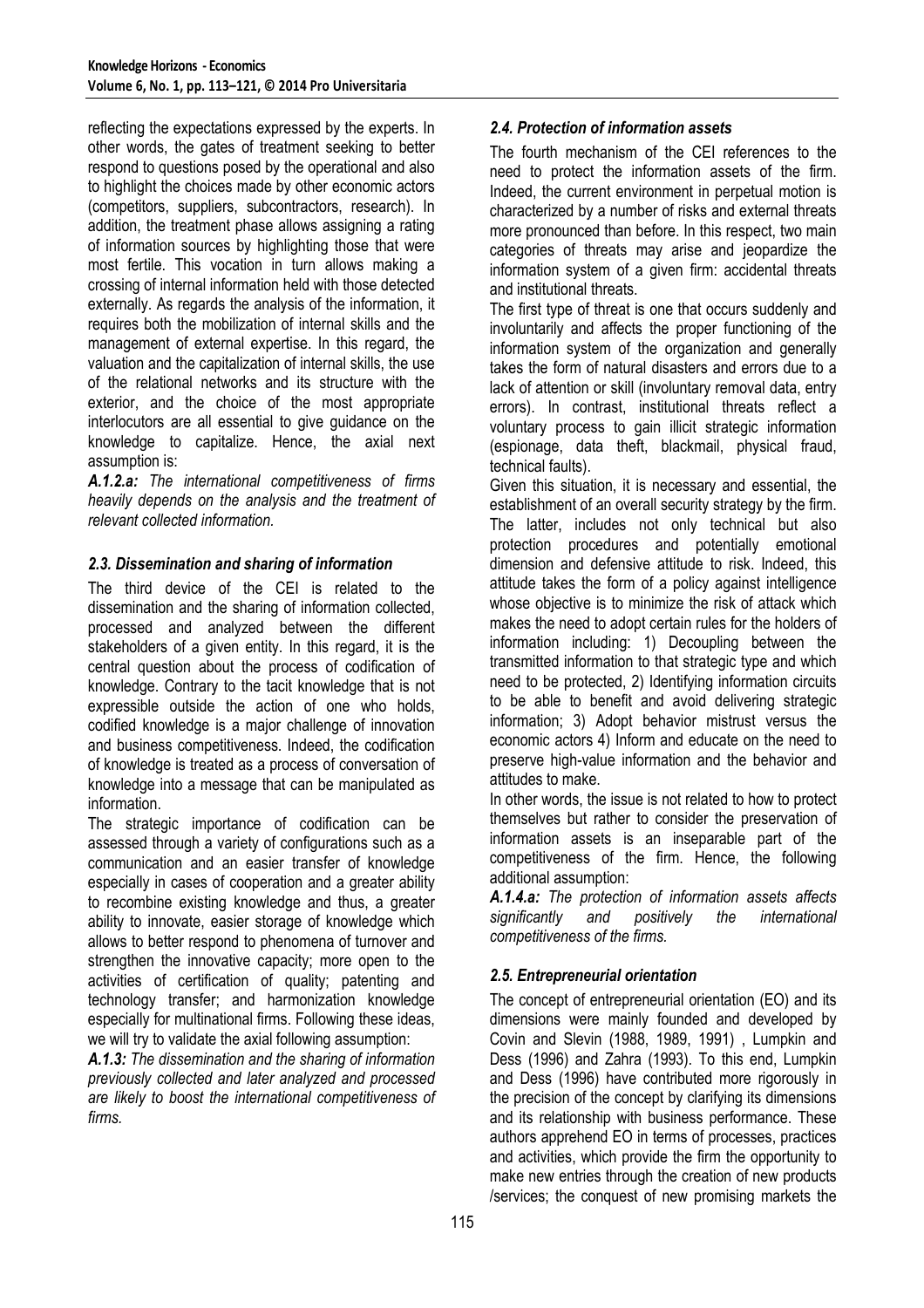reflecting the expectations expressed by the experts. In other words, the gates of treatment seeking to better respond to questions posed by the operational and also to highlight the choices made by other economic actors (competitors, suppliers, subcontractors, research). In addition, the treatment phase allows assigning a rating of information sources by highlighting those that were most fertile. This vocation in turn allows making a crossing of internal information held with those detected externally. As regards the analysis of the information, it requires both the mobilization of internal skills and the management of external expertise. In this regard, the valuation and the capitalization of internal skills, the use of the relational networks and its structure with the exterior, and the choice of the most appropriate interlocutors are all essential to give guidance on the knowledge to capitalize. Hence, the axial next assumption is:

***A.1.2.a:*** *The international competitiveness of firms heavily depends on the analysis and the treatment of relevant collected information.*

### *2.3. Dissemination and sharing of information*

The third device of the CEI is related to the dissemination and the sharing of information collected, processed and analyzed between the different stakeholders of a given entity. In this regard, it is the central question about the process of codification of knowledge. Contrary to the tacit knowledge that is not expressible outside the action of one who holds, codified knowledge is a major challenge of innovation and business competitiveness. Indeed, the codification of knowledge is treated as a process of conversation of knowledge into a message that can be manipulated as information.

The strategic importance of codification can be assessed through a variety of configurations such as a communication and an easier transfer of knowledge especially in cases of cooperation and a greater ability to recombine existing knowledge and thus, a greater ability to innovate, easier storage of knowledge which allows to better respond to phenomena of turnover and strengthen the innovative capacity; more open to the activities of certification of quality; patenting and technology transfer; and harmonization knowledge especially for multinational firms. Following these ideas, we will try to validate the axial following assumption:

***A.1.3:*** *The dissemination and the sharing of information previously collected and later analyzed and processed are likely to boost the international competitiveness of firms.*

### *2.4. Protection of information assets*

The fourth mechanism of the CEI references to the need to protect the information assets of the firm. Indeed, the current environment in perpetual motion is characterized by a number of risks and external threats more pronounced than before. In this respect, two main categories of threats may arise and jeopardize the information system of a given firm: accidental threats and institutional threats.

The first type of threat is one that occurs suddenly and involuntarily and affects the proper functioning of the information system of the organization and generally takes the form of natural disasters and errors due to a lack of attention or skill (involuntary removal data, entry errors). In contrast, institutional threats reflect a voluntary process to gain illicit strategic information (espionage, data theft, blackmail, physical fraud, technical faults).

Given this situation, it is necessary and essential, the establishment of an overall security strategy by the firm. The latter, includes not only technical but also protection procedures and potentially emotional dimension and defensive attitude to risk. Indeed, this attitude takes the form of a policy against intelligence whose objective is to minimize the risk of attack which makes the need to adopt certain rules for the holders of information including: 1) Decoupling between the transmitted information to that strategic type and which need to be protected, 2) Identifying information circuits to be able to benefit and avoid delivering strategic information; 3) Adopt behavior mistrust versus the economic actors 4) Inform and educate on the need to preserve high-value information and the behavior and attitudes to make.

In other words, the issue is not related to how to protect themselves but rather to consider the preservation of information assets is an inseparable part of the competitiveness of the firm. Hence, the following additional assumption:

***A.1.4.a:*** *The protection of information assets affects significantly and positively the international competitiveness of the firms.*

### *2.5. Entrepreneurial orientation*

The concept of entrepreneurial orientation (EO) and its dimensions were mainly founded and developed by Covin and Slevin (1988, 1989, 1991) , Lumpkin and Dess (1996) and Zahra (1993). To this end, Lumpkin and Dess (1996) have contributed more rigorously in the precision of the concept by clarifying its dimensions and its relationship with business performance. These authors apprehend EO in terms of processes, practices and activities, which provide the firm the opportunity to make new entries through the creation of new products /services; the conquest of new promising markets the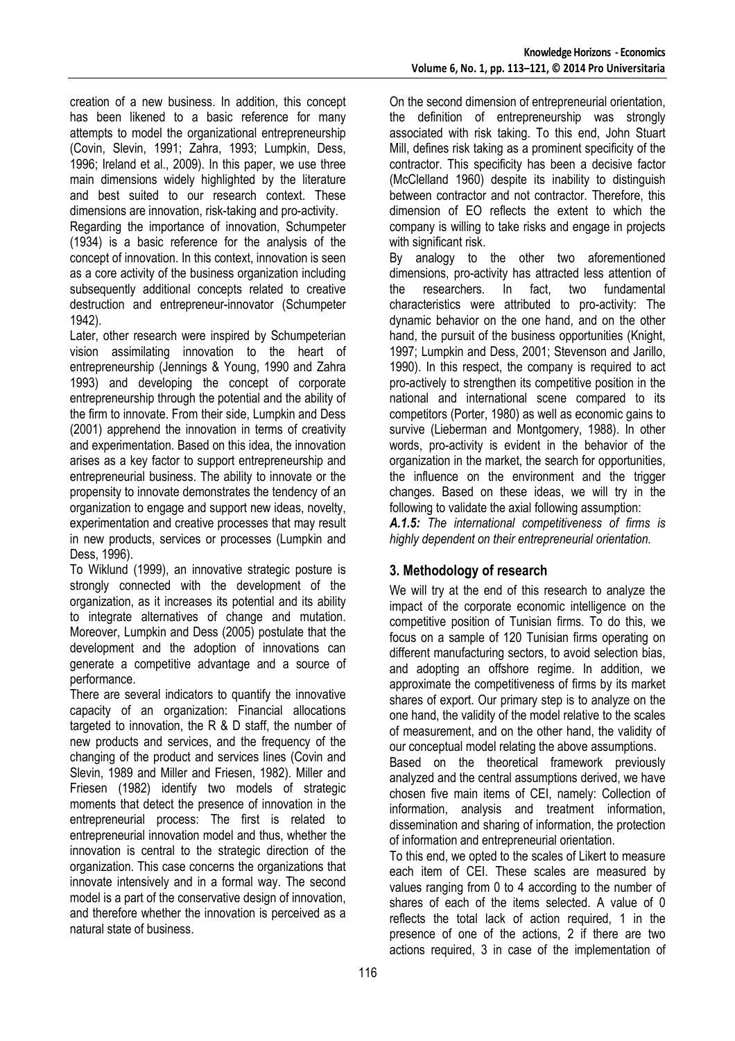creation of a new business. In addition, this concept has been likened to a basic reference for many attempts to model the organizational entrepreneurship (Covin, Slevin, 1991; Zahra, 1993; Lumpkin, Dess, 1996; Ireland et al., 2009). In this paper, we use three main dimensions widely highlighted by the literature and best suited to our research context. These dimensions are innovation, risk-taking and pro-activity.

Regarding the importance of innovation, Schumpeter (1934) is a basic reference for the analysis of the concept of innovation. In this context, innovation is seen as a core activity of the business organization including subsequently additional concepts related to creative destruction and entrepreneur-innovator (Schumpeter 1942).

Later, other research were inspired by Schumpeterian vision assimilating innovation to the heart of entrepreneurship (Jennings & Young, 1990 and Zahra 1993) and developing the concept of corporate entrepreneurship through the potential and the ability of the firm to innovate. From their side, Lumpkin and Dess (2001) apprehend the innovation in terms of creativity and experimentation. Based on this idea, the innovation arises as a key factor to support entrepreneurship and entrepreneurial business. The ability to innovate or the propensity to innovate demonstrates the tendency of an organization to engage and support new ideas, novelty, experimentation and creative processes that may result in new products, services or processes (Lumpkin and Dess, 1996).

To Wiklund (1999), an innovative strategic posture is strongly connected with the development of the organization, as it increases its potential and its ability to integrate alternatives of change and mutation. Moreover, Lumpkin and Dess (2005) postulate that the development and the adoption of innovations can generate a competitive advantage and a source of performance.

There are several indicators to quantify the innovative capacity of an organization: Financial allocations targeted to innovation, the R & D staff, the number of new products and services, and the frequency of the changing of the product and services lines (Covin and Slevin, 1989 and Miller and Friesen, 1982). Miller and Friesen (1982) identify two models of strategic moments that detect the presence of innovation in the entrepreneurial process: The first is related to entrepreneurial innovation model and thus, whether the innovation is central to the strategic direction of the organization. This case concerns the organizations that innovate intensively and in a formal way. The second model is a part of the conservative design of innovation, and therefore whether the innovation is perceived as a natural state of business.

On the second dimension of entrepreneurial orientation, the definition of entrepreneurship was strongly associated with risk taking. To this end, John Stuart Mill, defines risk taking as a prominent specificity of the contractor. This specificity has been a decisive factor (McClelland 1960) despite its inability to distinguish between contractor and not contractor. Therefore, this dimension of EO reflects the extent to which the company is willing to take risks and engage in projects with significant risk.

By analogy to the other two aforementioned dimensions, pro-activity has attracted less attention of the researchers. In fact, two fundamental characteristics were attributed to pro-activity: The dynamic behavior on the one hand, and on the other hand, the pursuit of the business opportunities (Knight, 1997; Lumpkin and Dess, 2001; Stevenson and Jarillo, 1990). In this respect, the company is required to act pro-actively to strengthen its competitive position in the national and international scene compared to its competitors (Porter, 1980) as well as economic gains to survive (Lieberman and Montgomery, 1988). In other words, pro-activity is evident in the behavior of the organization in the market, the search for opportunities, the influence on the environment and the trigger changes. Based on these ideas, we will try in the following to validate the axial following assumption:

***A.1.5:*** *The international competitiveness of firms is highly dependent on their entrepreneurial orientation.*

## 3. Methodology of research

We will try at the end of this research to analyze the impact of the corporate economic intelligence on the competitive position of Tunisian firms. To do this, we focus on a sample of 120 Tunisian firms operating on different manufacturing sectors, to avoid selection bias, and adopting an offshore regime. In addition, we approximate the competitiveness of firms by its market shares of export. Our primary step is to analyze on the one hand, the validity of the model relative to the scales of measurement, and on the other hand, the validity of our conceptual model relating the above assumptions.

Based on the theoretical framework previously analyzed and the central assumptions derived, we have chosen five main items of CEI, namely: Collection of information, analysis and treatment information, dissemination and sharing of information, the protection of information and entrepreneurial orientation.

To this end, we opted to the scales of Likert to measure each item of CEI. These scales are measured by values ranging from 0 to 4 according to the number of shares of each of the items selected. A value of 0 reflects the total lack of action required, 1 in the presence of one of the actions, 2 if there are two actions required, 3 in case of the implementation of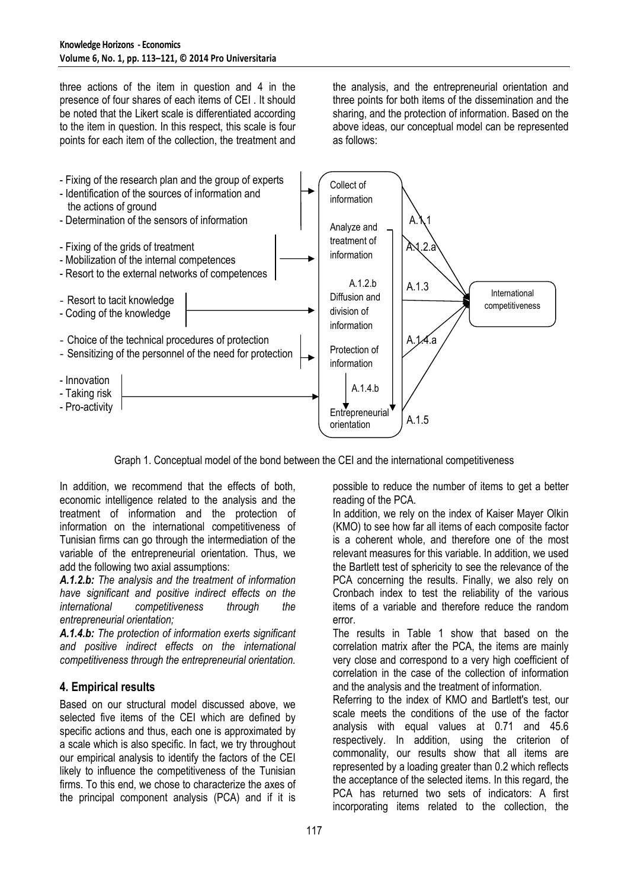three actions of the item in question and 4 in the presence of four shares of each items of CEI . It should be noted that the Likert scale is differentiated according to the item in question. In this respect, this scale is four points for each item of the collection, the treatment and the analysis, and the entrepreneurial orientation and three points for both items of the dissemination and the sharing, and the protection of information. Based on the above ideas, our conceptual model can be represented as follows:

- Fixing of the research plan and the group of experts
- Identification of the sources of information and the actions of ground
- Determination of the sensors of information

→ Collect of information

- Fixing of the grids of treatment
- Mobilization of the internal competences
- Resort to the external networks of competences

→ Analyze and treatment of information

- Resort to tacit knowledge
- Coding of the knowledge

→ Diffusion and division of information

- Choice of the technical procedures of protection
- Sensitizing of the personnel of the need for protection

→ Protection of information

- Innovation
- Taking risk
- Pro-activity

→ Entrepreneurial orientation

A.1.1, A.1.2.a, A.1.3, A.1.4.a, A.1.5 → International competitiveness; A.1.2.b, A.1.4.b → Entrepreneurial orientation

Graph 1. Conceptual model of the bond between the CEI and the international competitiveness

In addition, we recommend that the effects of both, economic intelligence related to the analysis and the treatment of information and the protection of information on the international competitiveness of Tunisian firms can go through the intermediation of the variable of the entrepreneurial orientation. Thus, we add the following two axial assumptions:

***A.1.2.b:*** *The analysis and the treatment of information have significant and positive indirect effects on the international competitiveness through the entrepreneurial orientation;*

***A.1.4.b:*** *The protection of information exerts significant and positive indirect effects on the international competitiveness through the entrepreneurial orientation.*

## 4. Empirical results

Based on our structural model discussed above, we selected five items of the CEI which are defined by specific actions and thus, each one is approximated by a scale which is also specific. In fact, we try throughout our empirical analysis to identify the factors of the CEI likely to influence the competitiveness of the Tunisian firms. To this end, we chose to characterize the axes of the principal component analysis (PCA) and if it is possible to reduce the number of items to get a better reading of the PCA.

In addition, we rely on the index of Kaiser Mayer Olkin (KMO) to see how far all items of each composite factor is a coherent whole, and therefore one of the most relevant measures for this variable. In addition, we used the Bartlett test of sphericity to see the relevance of the PCA concerning the results. Finally, we also rely on Cronbach index to test the reliability of the various items of a variable and therefore reduce the random error.

The results in Table 1 show that based on the correlation matrix after the PCA, the items are mainly very close and correspond to a very high coefficient of correlation in the case of the collection of information and the analysis and the treatment of information.

Referring to the index of KMO and Bartlett's test, our scale meets the conditions of the use of the factor analysis with equal values at 0.71 and 45.6 respectively. In addition, using the criterion of commonality, our results show that all items are represented by a loading greater than 0.2 which reflects the acceptance of the selected items. In this regard, the PCA has returned two sets of indicators: A first incorporating items related to the collection, the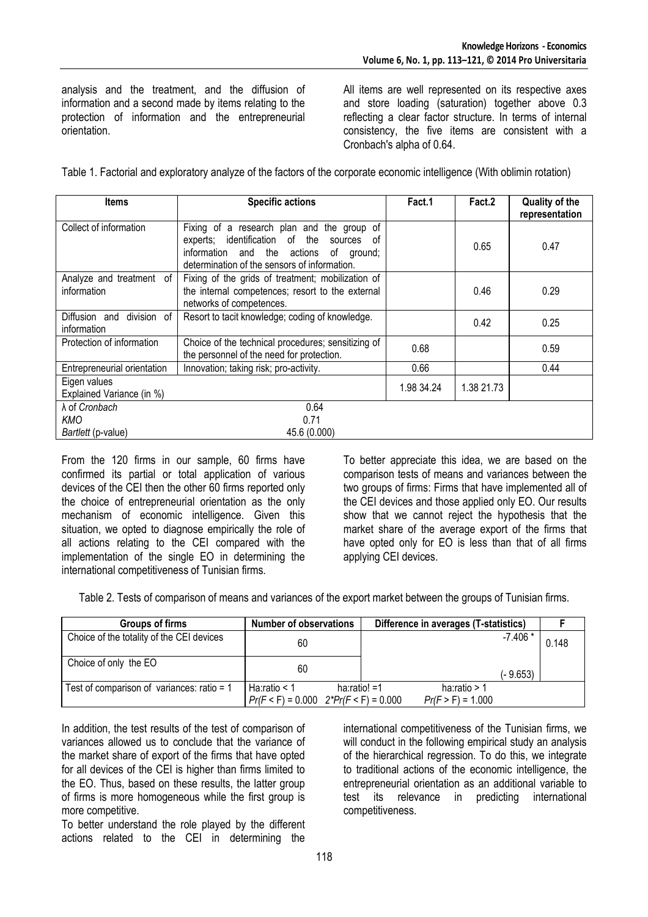analysis and the treatment, and the diffusion of information and a second made by items relating to the protection of information and the entrepreneurial orientation.

All items are well represented on its respective axes and store loading (saturation) together above 0.3 reflecting a clear factor structure. In terms of internal consistency, the five items are consistent with a Cronbach's alpha of 0.64.

Table 1. Factorial and exploratory analyze of the factors of the corporate economic intelligence (With oblimin rotation)

| Items | Specific actions | Fact.1 | Fact.2 | Quality of the representation |
|---|---|---|---|---|
| Collect of information | Fixing of a research plan and the group of experts; identification of the sources of information and the actions of ground; determination of the sensors of information. | | 0.65 | 0.47 |
| Analyze and treatment of information | Fixing of the grids of treatment; mobilization of the internal competences; resort to the external networks of competences. | | 0.46 | 0.29 |
| Diffusion and division of information | Resort to tacit knowledge; coding of knowledge. | | 0.42 | 0.25 |
| Protection of information | Choice of the technical procedures; sensitizing of the personnel of the need for protection. | 0.68 | | 0.59 |
| Entrepreneurial orientation | Innovation; taking risk; pro-activity. | 0.66 | | 0.44 |
| Eigen values<br>Explained Variance (in %) | | 1.98 34.24 | 1.38 21.73 | |
| λ of *Cronbach* | 0.64 | | | |
| *KMO* | 0.71 | | | |
| *Bartlett* (p-value) | 45.6 (0.000) | | | |

From the 120 firms in our sample, 60 firms have confirmed its partial or total application of various devices of the CEI then the other 60 firms reported only the choice of entrepreneurial orientation as the only mechanism of economic intelligence. Given this situation, we opted to diagnose empirically the role of all actions relating to the CEI compared with the implementation of the single EO in determining the international competitiveness of Tunisian firms.

To better appreciate this idea, we are based on the comparison tests of means and variances between the two groups of firms: Firms that have implemented all of the CEI devices and those applied only EO. Our results show that we cannot reject the hypothesis that the market share of the average export of the firms that have opted only for EO is less than that of all firms applying CEI devices.

Table 2. Tests of comparison of means and variances of the export market between the groups of Tunisian firms.

| Groups of firms | Number of observations | Difference in averages (T-statistics) | F |
|---|---|---|---|
| Choice of the totality of the CEI devices | 60 | -7.406 * | 0.148 |
| Choice of only the EO | 60 | (- 9.653) | |
| Test of comparison of variances: ratio = 1 | Ha:ratio < 1 &nbsp; ha:ratio! =1 &nbsp; ha:ratio > 1<br>$Pr(F < F) = 0.000$ &nbsp; $2*Pr(F < F) = 0.000$ &nbsp; $Pr(F > F) = 1.000$ | | |

In addition, the test results of the test of comparison of variances allowed us to conclude that the variance of the market share of export of the firms that have opted for all devices of the CEI is higher than firms limited to the EO. Thus, based on these results, the latter group of firms is more homogeneous while the first group is more competitive.

To better understand the role played by the different actions related to the CEI in determining the international competitiveness of the Tunisian firms, we will conduct in the following empirical study an analysis of the hierarchical regression. To do this, we integrate to traditional actions of the economic intelligence, the entrepreneurial orientation as an additional variable to test its relevance in predicting international competitiveness.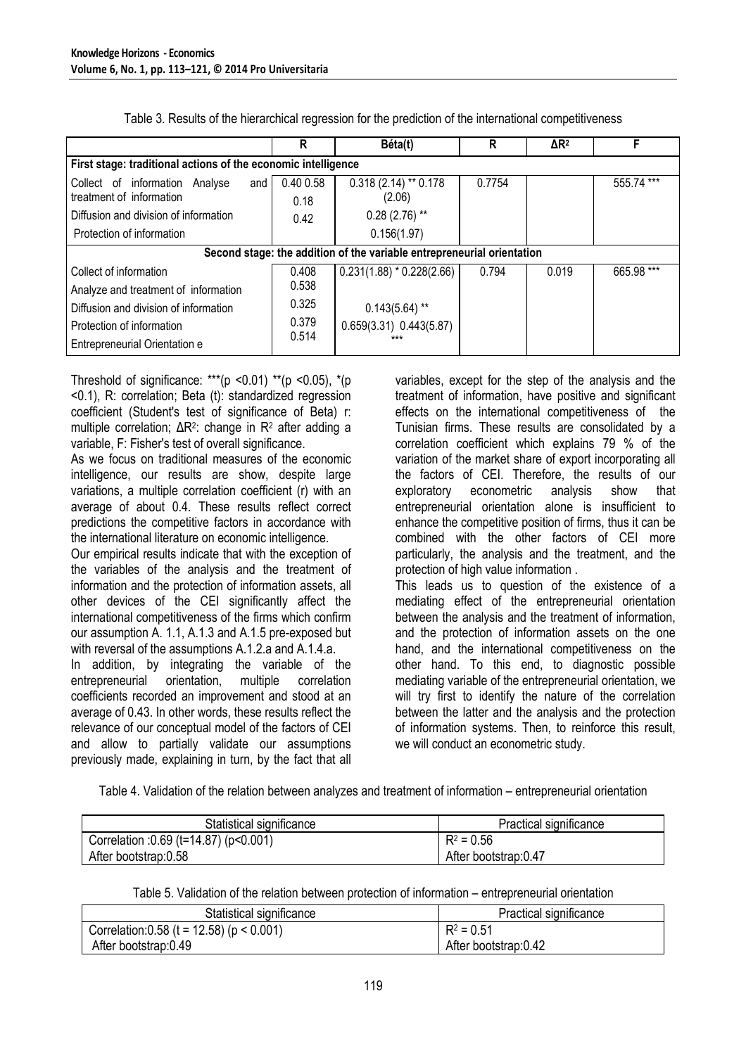Table 3. Results of the hierarchical regression for the prediction of the international competitiveness

| | R | Béta(t) | R | ΔR² | F |
|---|---|---|---|---|---|
| **First stage: traditional actions of the economic intelligence** | | | | | |
| Collect of information Analyse and treatment of information | 0.40 0.58 | 0.318 (2.14) ** 0.178 (2.06) | 0.7754 | | 555.74 *** |
| Diffusion and division of information | 0.18 | 0.28 (2.76) ** | | | |
| Protection of information | 0.42 | 0.156(1.97) | | | |
| **Second stage: the addition of the variable entrepreneurial orientation** | | | | | |
| Collect of information | 0.408 | 0.231(1.88) * 0.228(2.66) | 0.794 | 0.019 | 665.98 *** |
| Analyze and treatment of information | 0.538 | | | | |
| Diffusion and division of information | 0.325 | 0.143(5.64) ** | | | |
| Protection of information | 0.379 | 0.659(3.31) 0.443(5.87) *** | | | |
| Entrepreneurial Orientation e | 0.514 | | | | |

Threshold of significance: ***($p < 0.01$) **($p < 0.05$), *($p < 0.1$), R: correlation; Beta (t): standardized regression coefficient (Student's test of significance of Beta) r: multiple correlation; $\Delta R^2$: change in $R^2$ after adding a variable, F: Fisher's test of overall significance.

As we focus on traditional measures of the economic intelligence, our results are show, despite large variations, a multiple correlation coefficient (r) with an average of about 0.4. These results reflect correct predictions the competitive factors in accordance with the international literature on economic intelligence.

Our empirical results indicate that with the exception of the variables of the analysis and the treatment of information and the protection of information assets, all other devices of the CEI significantly affect the international competitiveness of the firms which confirm our assumption A. 1.1, A.1.3 and A.1.5 pre-exposed but with reversal of the assumptions A.1.2.a and A.1.4.a.

In addition, by integrating the variable of the entrepreneurial orientation, multiple correlation coefficients recorded an improvement and stood at an average of 0.43. In other words, these results reflect the relevance of our conceptual model of the factors of CEI and allow to partially validate our assumptions previously made, explaining in turn, by the fact that all variables, except for the step of the analysis and the treatment of information, have positive and significant effects on the international competitiveness of the Tunisian firms. These results are consolidated by a correlation coefficient which explains 79 % of the variation of the market share of export incorporating all the factors of CEI. Therefore, the results of our exploratory econometric analysis show that entrepreneurial orientation alone is insufficient to enhance the competitive position of firms, thus it can be combined with the other factors of CEI more particularly, the analysis and the treatment, and the protection of high value information .

This leads us to question of the existence of a mediating effect of the entrepreneurial orientation between the analysis and the treatment of information, and the protection of information assets on the one hand, and the international competitiveness on the other hand. To this end, to diagnostic possible mediating variable of the entrepreneurial orientation, we will try first to identify the nature of the correlation between the latter and the analysis and the protection of information systems. Then, to reinforce this result, we will conduct an econometric study.

Table 4. Validation of the relation between analyzes and treatment of information – entrepreneurial orientation

| Statistical significance | Practical significance |
|---|---|
| Correlation :0.69 ($t=14.87$) ($p<0.001$) | $R^2 = 0.56$ |
| After bootstrap:0.58 | After bootstrap:0.47 |

Table 5. Validation of the relation between protection of information – entrepreneurial orientation

| Statistical significance | Practical significance |
|---|---|
| Correlation:0.58 ($t = 12.58$) ($p < 0.001$) | $R^2 = 0.51$ |
| After bootstrap:0.49 | After bootstrap:0.42 |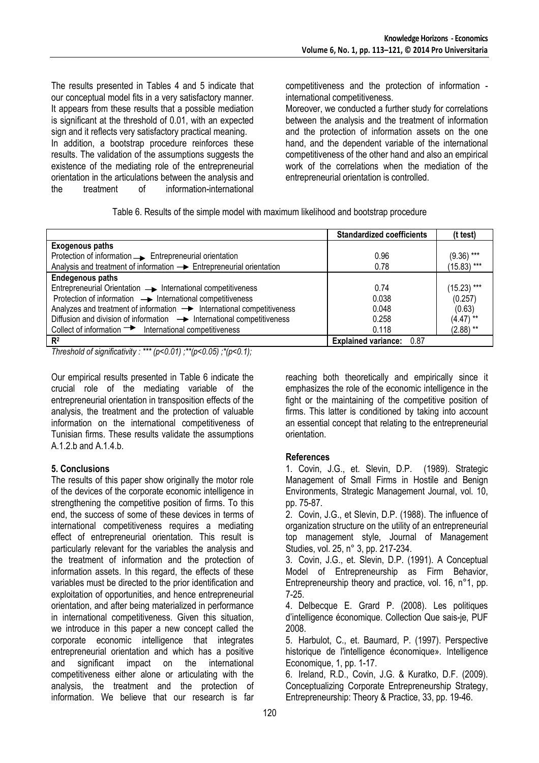The results presented in Tables 4 and 5 indicate that our conceptual model fits in a very satisfactory manner. It appears from these results that a possible mediation is significant at the threshold of 0.01, with an expected sign and it reflects very satisfactory practical meaning.

In addition, a bootstrap procedure reinforces these results. The validation of the assumptions suggests the existence of the mediating role of the entrepreneurial orientation in the articulations between the analysis and the treatment of information-international competitiveness and the protection of information - international competitiveness.

Moreover, we conducted a further study for correlations between the analysis and the treatment of information and the protection of information assets on the one hand, and the dependent variable of the international competitiveness of the other hand and also an empirical work of the correlations when the mediation of the entrepreneurial orientation is controlled.

Table 6. Results of the simple model with maximum likelihood and bootstrap procedure

| | Standardized coefficients | (t test) |
|---|---|---|
| **Exogenous paths** | | |
| Protection of information → Entrepreneurial orientation | 0.96 | (9.36) *** |
| Analysis and treatment of information → Entrepreneurial orientation | 0.78 | (15.83) *** |
| **Endegenous paths** | | |
| Entrepreneurial Orientation → International competitiveness | 0.74 | (15.23) *** |
| Protection of information → International competitiveness | 0.038 | (0.257) |
| Analyzes and treatment of information → International competitiveness | 0.048 | (0.63) |
| Diffusion and division of information → International competitiveness | 0.258 | (4.47) ** |
| Collect of information → International competitiveness | 0.118 | (2.88) ** |
| $R^2$ | Explained variance: 0.87 | |

*Threshold of significativity : *** (p<0.01) ;**(p<0.05) ;*(p<0.1);*

Our empirical results presented in Table 6 indicate the crucial role of the mediating variable of the entrepreneurial orientation in transposition effects of the analysis, the treatment and the protection of valuable information on the international competitiveness of Tunisian firms. These results validate the assumptions A.1.2.b and A.1.4.b.

## 5. Conclusions

The results of this paper show originally the motor role of the devices of the corporate economic intelligence in strengthening the competitive position of firms. To this end, the success of some of these devices in terms of international competitiveness requires a mediating effect of entrepreneurial orientation. This result is particularly relevant for the variables the analysis and the treatment of information and the protection of information assets. In this regard, the effects of these variables must be directed to the prior identification and exploitation of opportunities, and hence entrepreneurial orientation, and after being materialized in performance in international competitiveness. Given this situation, we introduce in this paper a new concept called the corporate economic intelligence that integrates entrepreneurial orientation and which has a positive and significant impact on the international competitiveness either alone or articulating with the analysis, the treatment and the protection of information. We believe that our research is far reaching both theoretically and empirically since it emphasizes the role of the economic intelligence in the fight or the maintaining of the competitive position of firms. This latter is conditioned by taking into account an essential concept that relating to the entrepreneurial orientation.

## References

1. Covin, J.G., et. Slevin, D.P. (1989). Strategic Management of Small Firms in Hostile and Benign Environments, Strategic Management Journal, vol. 10, pp. 75-87.
2. Covin, J.G., et Slevin, D.P. (1988). The influence of organization structure on the utility of an entrepreneurial top management style, Journal of Management Studies, vol. 25, n° 3, pp. 217-234.
3. Covin, J.G., et. Slevin, D.P. (1991). A Conceptual Model of Entrepreneurship as Firm Behavior, Entrepreneurship theory and practice, vol. 16, n°1, pp. 7-25.
4. Delbecque E. Grard P. (2008). Les politiques d'intelligence économique. Collection Que sais-je, PUF 2008.
5. Harbulot, C., et. Baumard, P. (1997). Perspective historique de l'intelligence économique». Intelligence Economique, 1, pp. 1-17.
6. Ireland, R.D., Covin, J.G. & Kuratko, D.F. (2009). Conceptualizing Corporate Entrepreneurship Strategy, Entrepreneurship: Theory & Practice, 33, pp. 19-46.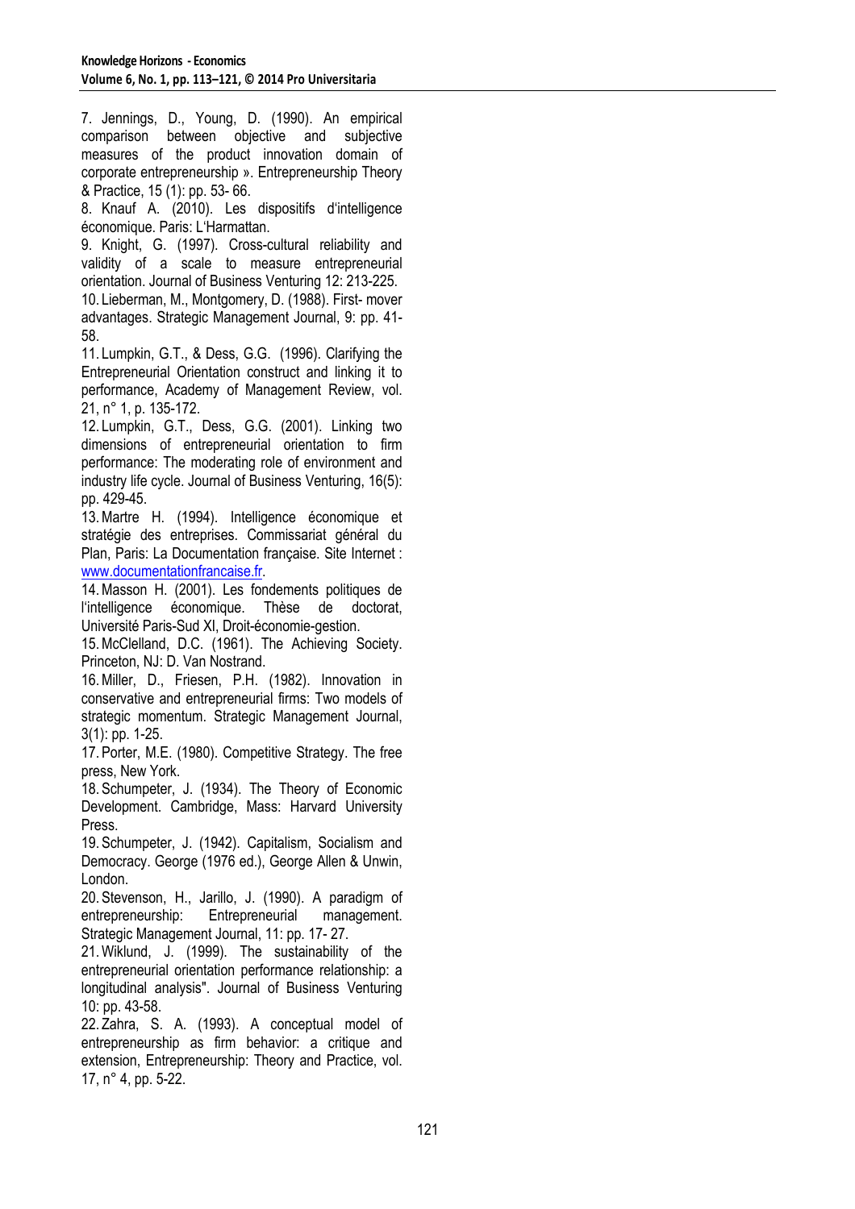7. Jennings, D., Young, D. (1990). An empirical comparison between objective and subjective measures of the product innovation domain of corporate entrepreneurship ». Entrepreneurship Theory & Practice, 15 (1): pp. 53- 66.

8. Knauf A. (2010). Les dispositifs d'intelligence économique. Paris: L'Harmattan.

9. Knight, G. (1997). Cross-cultural reliability and validity of a scale to measure entrepreneurial orientation. Journal of Business Venturing 12: 213-225.

10. Lieberman, M., Montgomery, D. (1988). First- mover advantages. Strategic Management Journal, 9: pp. 41-58.

11. Lumpkin, G.T., & Dess, G.G. (1996). Clarifying the Entrepreneurial Orientation construct and linking it to performance, Academy of Management Review, vol. 21, n° 1, p. 135-172.

12. Lumpkin, G.T., Dess, G.G. (2001). Linking two dimensions of entrepreneurial orientation to firm performance: The moderating role of environment and industry life cycle. Journal of Business Venturing, 16(5): pp. 429-45.

13. Martre H. (1994). Intelligence économique et stratégie des entreprises. Commissariat général du Plan, Paris: La Documentation française. Site Internet : www.documentationfrancaise.fr.

14. Masson H. (2001). Les fondements politiques de l'intelligence économique. Thèse de doctorat, Université Paris-Sud XI, Droit-économie-gestion.

15. McClelland, D.C. (1961). The Achieving Society. Princeton, NJ: D. Van Nostrand.

16. Miller, D., Friesen, P.H. (1982). Innovation in conservative and entrepreneurial firms: Two models of strategic momentum. Strategic Management Journal, 3(1): pp. 1-25.

17. Porter, M.E. (1980). Competitive Strategy. The free press, New York.

18. Schumpeter, J. (1934). The Theory of Economic Development. Cambridge, Mass: Harvard University Press.

19. Schumpeter, J. (1942). Capitalism, Socialism and Democracy. George (1976 ed.), George Allen & Unwin, London.

20. Stevenson, H., Jarillo, J. (1990). A paradigm of entrepreneurship: Entrepreneurial management. Strategic Management Journal, 11: pp. 17- 27.

21. Wiklund, J. (1999). The sustainability of the entrepreneurial orientation performance relationship: a longitudinal analysis". Journal of Business Venturing 10: pp. 43-58.

22. Zahra, S. A. (1993). A conceptual model of entrepreneurship as firm behavior: a critique and extension, Entrepreneurship: Theory and Practice, vol. 17, n° 4, pp. 5-22.